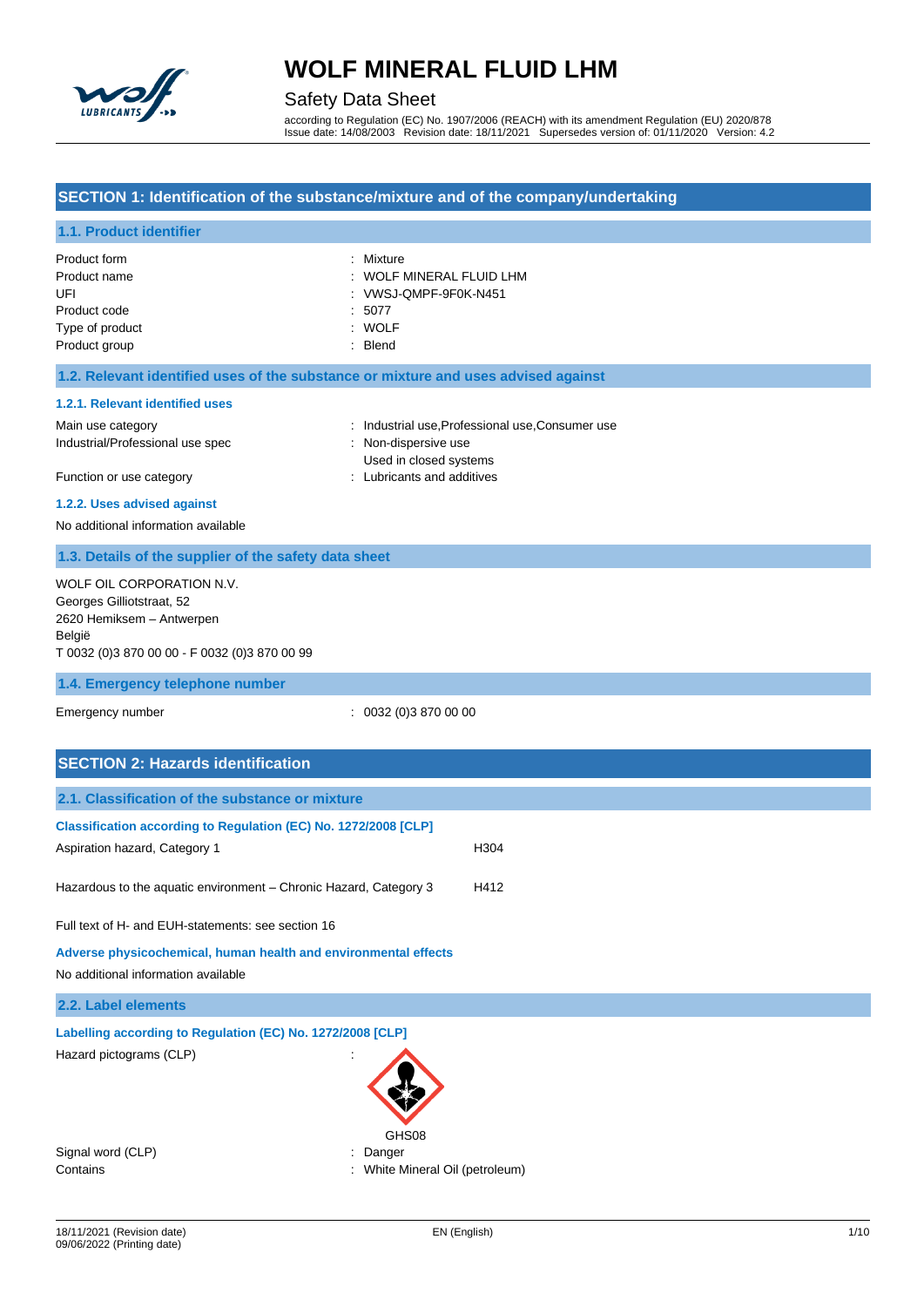# WOLF MINERAL FLUID LHM

## Safety Data Sheet

according to Regulation (EC) No. 1907/2006 (REACH) with its amendment Regulation (EU) 2020/878
Issue date: 14/08/2003 Revision date: 18/11/2021 Supersedes version of: 01/11/2020 Version: 4.2

## SECTION 1: Identification of the substance/mixture and of the company/undertaking

### 1.1. Product identifier

| | |
|---|---|
| Product form | : Mixture |
| Product name | : WOLF MINERAL FLUID LHM |
| UFI | : VWSJ-QMPF-9F0K-N451 |
| Product code | : 5077 |
| Type of product | : WOLF |
| Product group | : Blend |

### 1.2. Relevant identified uses of the substance or mixture and uses advised against

#### 1.2.1. Relevant identified uses

| | |
|---|---|
| Main use category | : Industrial use,Professional use,Consumer use |
| Industrial/Professional use spec | : Non-dispersive use<br>Used in closed systems |
| Function or use category | : Lubricants and additives |

#### 1.2.2. Uses advised against

No additional information available

### 1.3. Details of the supplier of the safety data sheet

WOLF OIL CORPORATION N.V.
Georges Gilliotstraat, 52
2620 Hemiksem – Antwerpen
België
T 0032 (0)3 870 00 00 - F 0032 (0)3 870 00 99

### 1.4. Emergency telephone number

Emergency number : 0032 (0)3 870 00 00

## SECTION 2: Hazards identification

### 2.1. Classification of the substance or mixture

#### Classification according to Regulation (EC) No. 1272/2008 [CLP]

| | |
|---|---|
| Aspiration hazard, Category 1 | H304 |
| Hazardous to the aquatic environment – Chronic Hazard, Category 3 | H412 |

Full text of H- and EUH-statements: see section 16

#### Adverse physicochemical, human health and environmental effects

No additional information available

### 2.2. Label elements

#### Labelling according to Regulation (EC) No. 1272/2008 [CLP]

Hazard pictograms (CLP) :

GHS08

| | |
|---|---|
| Signal word (CLP) | : Danger |
| Contains | : White Mineral Oil (petroleum) |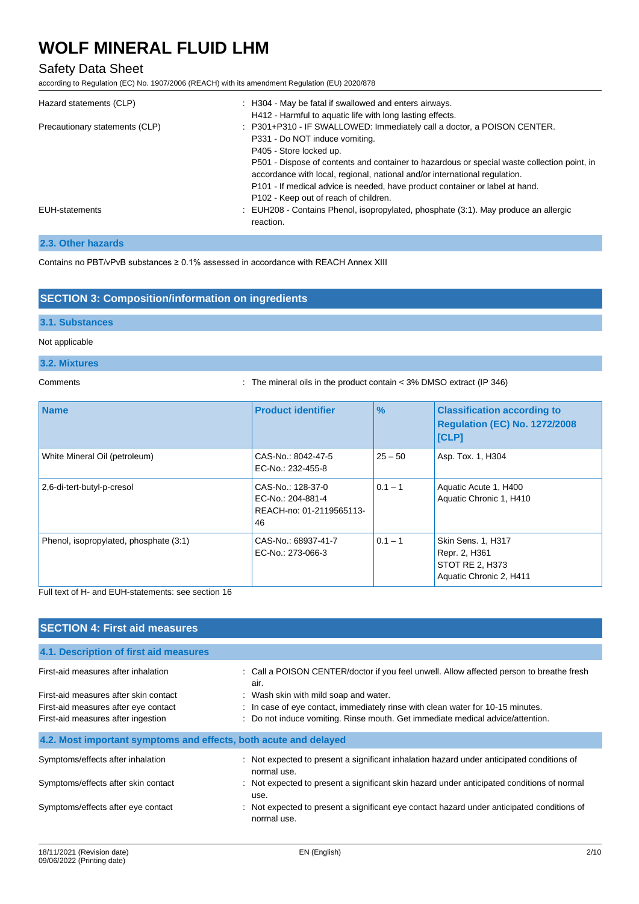| | |
|---|---|
| Hazard statements (CLP) | : H304 - May be fatal if swallowed and enters airways.<br>H412 - Harmful to aquatic life with long lasting effects. |
| Precautionary statements (CLP) | : P301+P310 - IF SWALLOWED: Immediately call a doctor, a POISON CENTER.<br>P331 - Do NOT induce vomiting.<br>P405 - Store locked up.<br>P501 - Dispose of contents and container to hazardous or special waste collection point, in accordance with local, regional, national and/or international regulation.<br>P101 - If medical advice is needed, have product container or label at hand.<br>P102 - Keep out of reach of children. |
| EUH-statements | : EUH208 - Contains Phenol, isopropylated, phosphate (3:1). May produce an allergic reaction. |

### 2.3. Other hazards

Contains no PBT/vPvB substances ≥ 0.1% assessed in accordance with REACH Annex XIII

## SECTION 3: Composition/information on ingredients

### 3.1. Substances

Not applicable

### 3.2. Mixtures

Comments : The mineral oils in the product contain < 3% DMSO extract (IP 346)

| Name | Product identifier | % | Classification according to Regulation (EC) No. 1272/2008 [CLP] |
|---|---|---|---|
| White Mineral Oil (petroleum) | CAS-No.: 8042-47-5<br>EC-No.: 232-455-8 | 25 – 50 | Asp. Tox. 1, H304 |
| 2,6-di-tert-butyl-p-cresol | CAS-No.: 128-37-0<br>EC-No.: 204-881-4<br>REACH-no: 01-2119565113-46 | 0.1 – 1 | Aquatic Acute 1, H400<br>Aquatic Chronic 1, H410 |
| Phenol, isopropylated, phosphate (3:1) | CAS-No.: 68937-41-7<br>EC-No.: 273-066-3 | 0.1 – 1 | Skin Sens. 1, H317<br>Repr. 2, H361<br>STOT RE 2, H373<br>Aquatic Chronic 2, H411 |

Full text of H- and EUH-statements: see section 16

## SECTION 4: First aid measures

### 4.1. Description of first aid measures

| | |
|---|---|
| First-aid measures after inhalation | : Call a POISON CENTER/doctor if you feel unwell. Allow affected person to breathe fresh air. |
| First-aid measures after skin contact | : Wash skin with mild soap and water. |
| First-aid measures after eye contact | : In case of eye contact, immediately rinse with clean water for 10-15 minutes. |
| First-aid measures after ingestion | : Do not induce vomiting. Rinse mouth. Get immediate medical advice/attention. |

### 4.2. Most important symptoms and effects, both acute and delayed

| | |
|---|---|
| Symptoms/effects after inhalation | : Not expected to present a significant inhalation hazard under anticipated conditions of normal use. |
| Symptoms/effects after skin contact | : Not expected to present a significant skin hazard under anticipated conditions of normal use. |
| Symptoms/effects after eye contact | : Not expected to present a significant eye contact hazard under anticipated conditions of normal use. |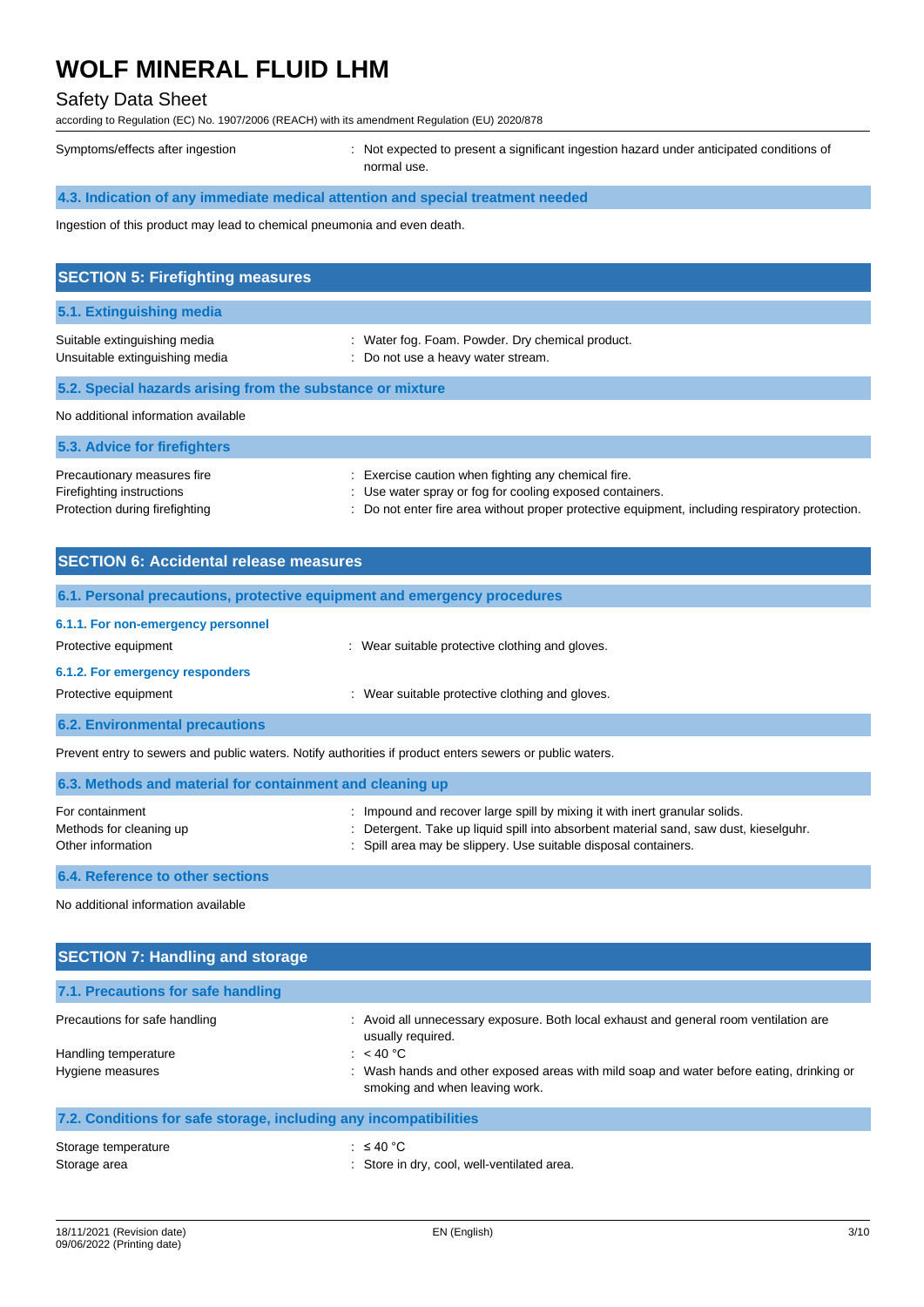| | |
|---|---|
| Symptoms/effects after ingestion | : Not expected to present a significant ingestion hazard under anticipated conditions of normal use. |

### 4.3. Indication of any immediate medical attention and special treatment needed

Ingestion of this product may lead to chemical pneumonia and even death.

## SECTION 5: Firefighting measures

### 5.1. Extinguishing media

| | |
|---|---|
| Suitable extinguishing media | : Water fog. Foam. Powder. Dry chemical product. |
| Unsuitable extinguishing media | : Do not use a heavy water stream. |

### 5.2. Special hazards arising from the substance or mixture

No additional information available

### 5.3. Advice for firefighters

| | |
|---|---|
| Precautionary measures fire | : Exercise caution when fighting any chemical fire. |
| Firefighting instructions | : Use water spray or fog for cooling exposed containers. |
| Protection during firefighting | : Do not enter fire area without proper protective equipment, including respiratory protection. |

## SECTION 6: Accidental release measures

### 6.1. Personal precautions, protective equipment and emergency procedures

#### 6.1.1. For non-emergency personnel

| | |
|---|---|
| Protective equipment | : Wear suitable protective clothing and gloves. |

#### 6.1.2. For emergency responders

| | |
|---|---|
| Protective equipment | : Wear suitable protective clothing and gloves. |

### 6.2. Environmental precautions

Prevent entry to sewers and public waters. Notify authorities if product enters sewers or public waters.

### 6.3. Methods and material for containment and cleaning up

| | |
|---|---|
| For containment | : Impound and recover large spill by mixing it with inert granular solids. |
| Methods for cleaning up | : Detergent. Take up liquid spill into absorbent material sand, saw dust, kieselguhr. |
| Other information | : Spill area may be slippery. Use suitable disposal containers. |

### 6.4. Reference to other sections

No additional information available

## SECTION 7: Handling and storage

### 7.1. Precautions for safe handling

| | |
|---|---|
| Precautions for safe handling | : Avoid all unnecessary exposure. Both local exhaust and general room ventilation are usually required. |
| Handling temperature | : < 40 °C |
| Hygiene measures | : Wash hands and other exposed areas with mild soap and water before eating, drinking or smoking and when leaving work. |

### 7.2. Conditions for safe storage, including any incompatibilities

| | |
|---|---|
| Storage temperature | : ≤ 40 °C |
| Storage area | : Store in dry, cool, well-ventilated area. |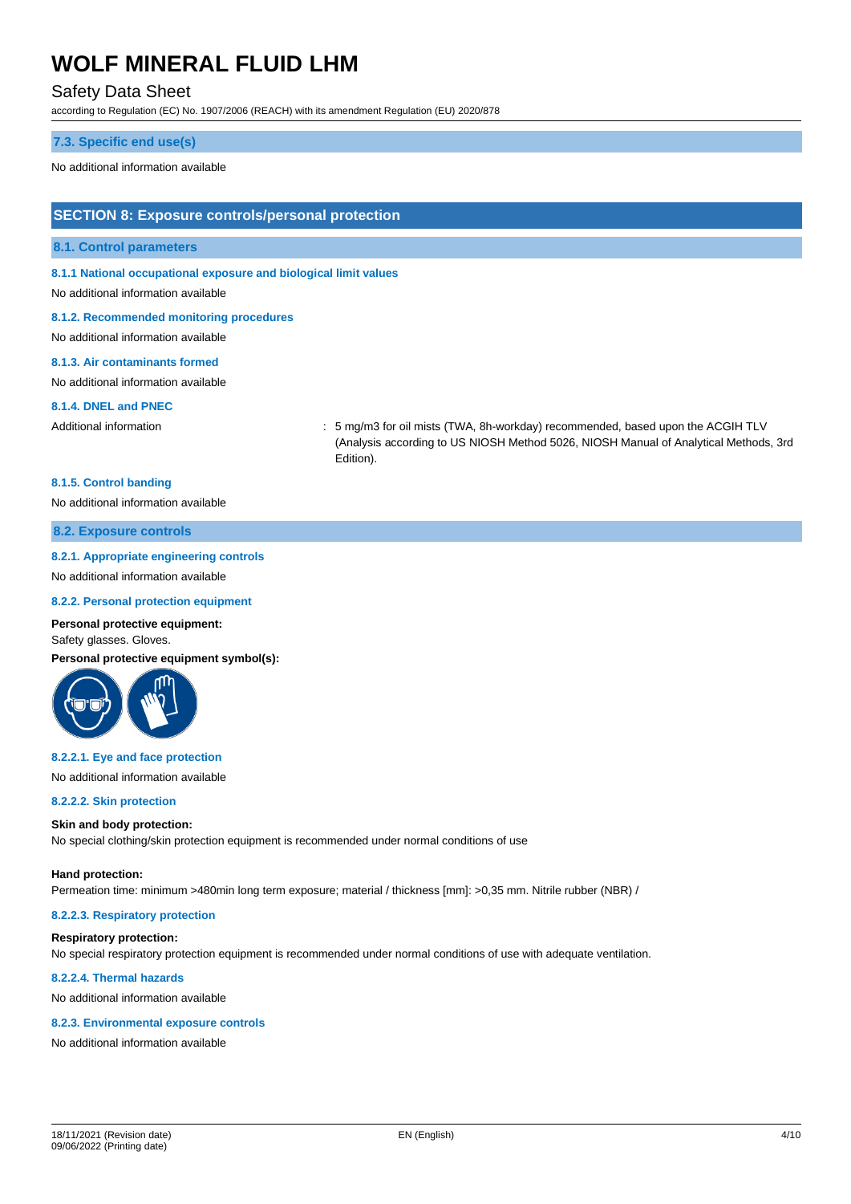### 7.3. Specific end use(s)

No additional information available

## SECTION 8: Exposure controls/personal protection

### 8.1. Control parameters

#### 8.1.1 National occupational exposure and biological limit values

No additional information available

#### 8.1.2. Recommended monitoring procedures

No additional information available

#### 8.1.3. Air contaminants formed

No additional information available

#### 8.1.4. DNEL and PNEC

Additional information : 5 mg/m3 for oil mists (TWA, 8h-workday) recommended, based upon the ACGIH TLV (Analysis according to US NIOSH Method 5026, NIOSH Manual of Analytical Methods, 3rd Edition).

#### 8.1.5. Control banding

No additional information available

### 8.2. Exposure controls

#### 8.2.1. Appropriate engineering controls

No additional information available

#### 8.2.2. Personal protection equipment

**Personal protective equipment:**

Safety glasses. Gloves.

**Personal protective equipment symbol(s):**

#### 8.2.2.1. Eye and face protection

No additional information available

#### 8.2.2.2. Skin protection

**Skin and body protection:**

No special clothing/skin protection equipment is recommended under normal conditions of use

**Hand protection:**

Permeation time: minimum >480min long term exposure; material / thickness [mm]: >0,35 mm. Nitrile rubber (NBR) /

#### 8.2.2.3. Respiratory protection

**Respiratory protection:**

No special respiratory protection equipment is recommended under normal conditions of use with adequate ventilation.

#### 8.2.2.4. Thermal hazards

No additional information available

#### 8.2.3. Environmental exposure controls

No additional information available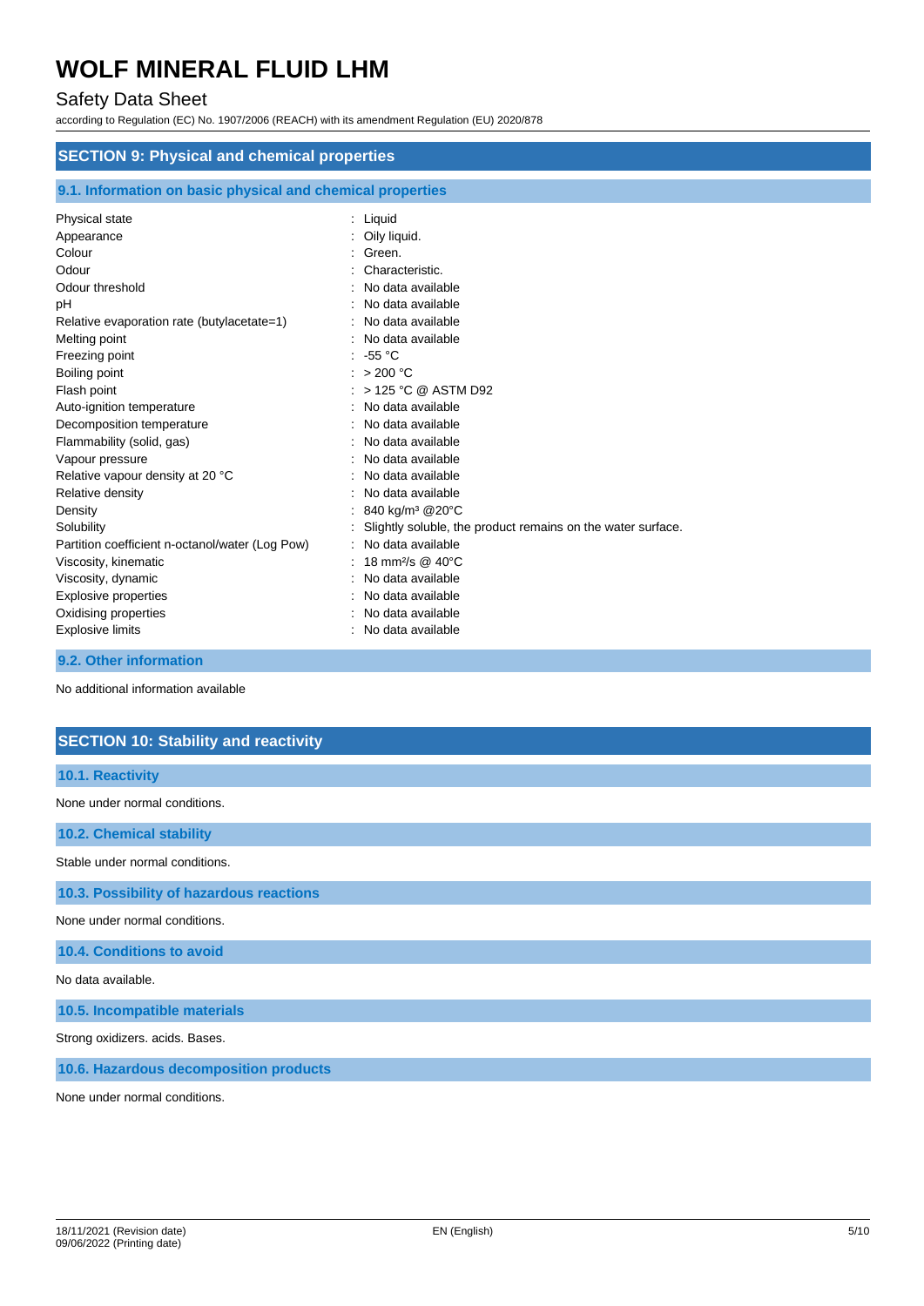## SECTION 9: Physical and chemical properties

### 9.1. Information on basic physical and chemical properties

| | |
|---|---|
| Physical state | : Liquid |
| Appearance | : Oily liquid. |
| Colour | : Green. |
| Odour | : Characteristic. |
| Odour threshold | : No data available |
| pH | : No data available |
| Relative evaporation rate (butylacetate=1) | : No data available |
| Melting point | : No data available |
| Freezing point | : -55 °C |
| Boiling point | : > 200 °C |
| Flash point | : > 125 °C @ ASTM D92 |
| Auto-ignition temperature | : No data available |
| Decomposition temperature | : No data available |
| Flammability (solid, gas) | : No data available |
| Vapour pressure | : No data available |
| Relative vapour density at 20 °C | : No data available |
| Relative density | : No data available |
| Density | : 840 kg/m³ @20°C |
| Solubility | : Slightly soluble, the product remains on the water surface. |
| Partition coefficient n-octanol/water (Log Pow) | : No data available |
| Viscosity, kinematic | : 18 mm²/s @ 40°C |
| Viscosity, dynamic | : No data available |
| Explosive properties | : No data available |
| Oxidising properties | : No data available |
| Explosive limits | : No data available |

### 9.2. Other information

No additional information available

## SECTION 10: Stability and reactivity

### 10.1. Reactivity

None under normal conditions.

### 10.2. Chemical stability

Stable under normal conditions.

### 10.3. Possibility of hazardous reactions

None under normal conditions.

### 10.4. Conditions to avoid

No data available.

### 10.5. Incompatible materials

Strong oxidizers. acids. Bases.

### 10.6. Hazardous decomposition products

None under normal conditions.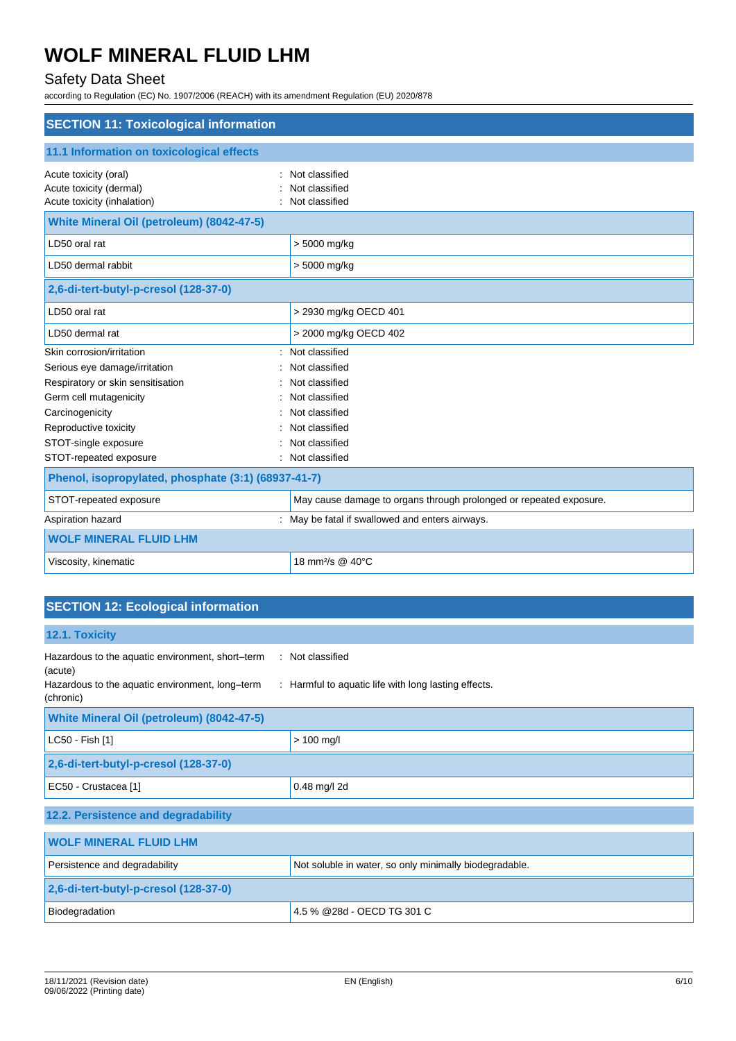## SECTION 11: Toxicological information

### 11.1 Information on toxicological effects

Acute toxicity (oral) : Not classified
Acute toxicity (dermal) : Not classified
Acute toxicity (inhalation) : Not classified

| White Mineral Oil (petroleum) (8042-47-5) | |
|---|---|
| LD50 oral rat | > 5000 mg/kg |
| LD50 dermal rabbit | > 5000 mg/kg |

| 2,6-di-tert-butyl-p-cresol (128-37-0) | |
|---|---|
| LD50 oral rat | > 2930 mg/kg OECD 401 |
| LD50 dermal rat | > 2000 mg/kg OECD 402 |

Skin corrosion/irritation : Not classified
Serious eye damage/irritation : Not classified
Respiratory or skin sensitisation : Not classified
Germ cell mutagenicity : Not classified
Carcinogenicity : Not classified
Reproductive toxicity : Not classified
STOT-single exposure : Not classified
STOT-repeated exposure : Not classified

| Phenol, isopropylated, phosphate (3:1) (68937-41-7) | |
|---|---|
| STOT-repeated exposure | May cause damage to organs through prolonged or repeated exposure. |

Aspiration hazard : May be fatal if swallowed and enters airways.

| WOLF MINERAL FLUID LHM | |
|---|---|
| Viscosity, kinematic | 18 mm²/s @ 40°C |

## SECTION 12: Ecological information

### 12.1. Toxicity

Hazardous to the aquatic environment, short–term (acute) : Not classified
Hazardous to the aquatic environment, long–term (chronic) : Harmful to aquatic life with long lasting effects.

| White Mineral Oil (petroleum) (8042-47-5) | |
|---|---|
| LC50 - Fish [1] | > 100 mg/l |

| 2,6-di-tert-butyl-p-cresol (128-37-0) | |
|---|---|
| EC50 - Crustacea [1] | 0.48 mg/l 2d |

### 12.2. Persistence and degradability

| WOLF MINERAL FLUID LHM | |
|---|---|
| Persistence and degradability | Not soluble in water, so only minimally biodegradable. |

| 2,6-di-tert-butyl-p-cresol (128-37-0) | |
|---|---|
| Biodegradation | 4.5 % @28d - OECD TG 301 C |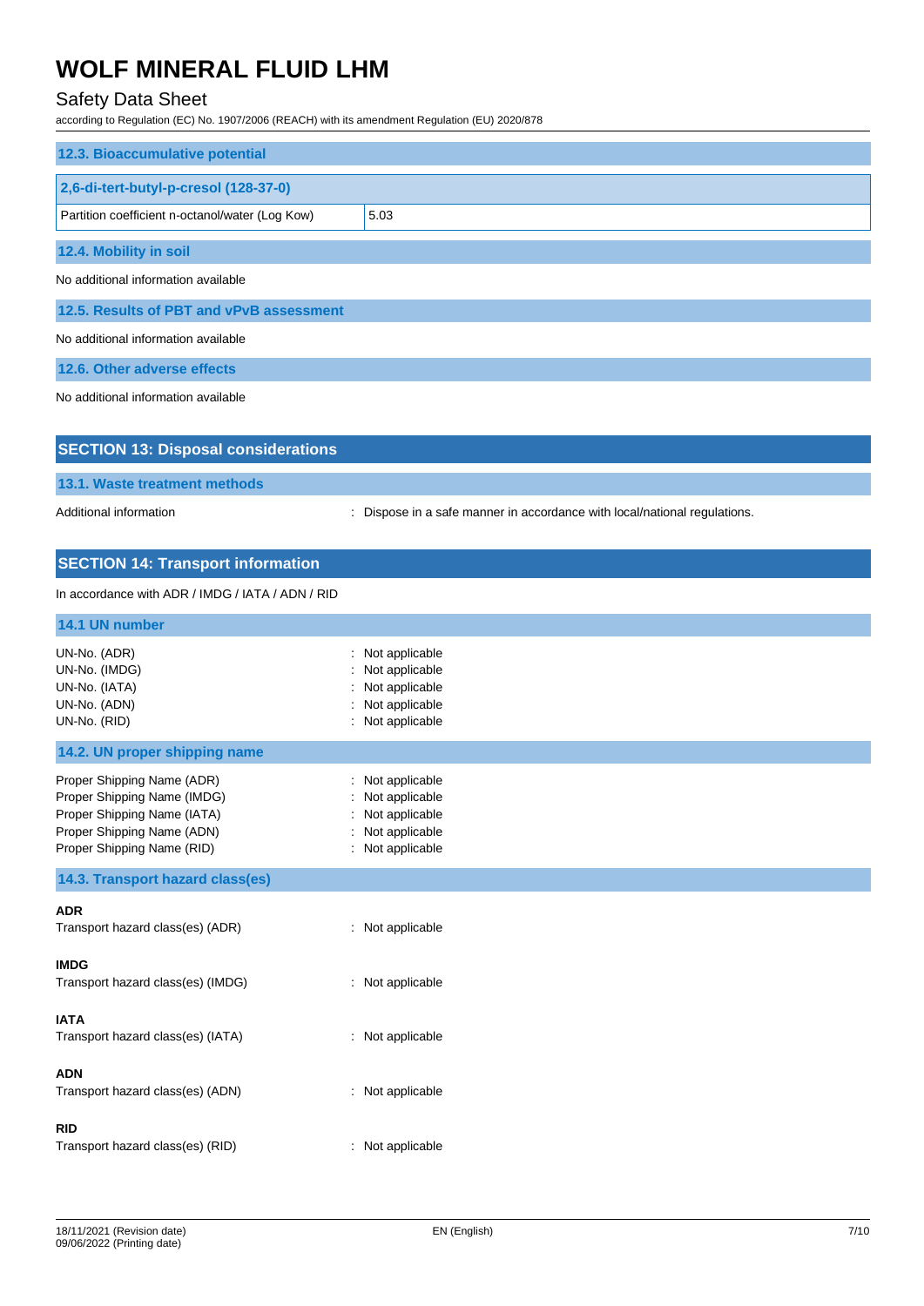### 12.3. Bioaccumulative potential

| 2,6-di-tert-butyl-p-cresol (128-37-0) | |
|---|---|
| Partition coefficient n-octanol/water (Log Kow) | 5.03 |

### 12.4. Mobility in soil

No additional information available

### 12.5. Results of PBT and vPvB assessment

No additional information available

### 12.6. Other adverse effects

No additional information available

## SECTION 13: Disposal considerations

### 13.1. Waste treatment methods

Additional information : Dispose in a safe manner in accordance with local/national regulations.

## SECTION 14: Transport information

In accordance with ADR / IMDG / IATA / ADN / RID

### 14.1 UN number

UN-No. (ADR) : Not applicable
UN-No. (IMDG) : Not applicable
UN-No. (IATA) : Not applicable
UN-No. (ADN) : Not applicable
UN-No. (RID) : Not applicable

### 14.2. UN proper shipping name

Proper Shipping Name (ADR) : Not applicable
Proper Shipping Name (IMDG) : Not applicable
Proper Shipping Name (IATA) : Not applicable
Proper Shipping Name (ADN) : Not applicable
Proper Shipping Name (RID) : Not applicable

### 14.3. Transport hazard class(es)

**ADR**
Transport hazard class(es) (ADR) : Not applicable

**IMDG**
Transport hazard class(es) (IMDG) : Not applicable

**IATA**
Transport hazard class(es) (IATA) : Not applicable

**ADN**
Transport hazard class(es) (ADN) : Not applicable

**RID**
Transport hazard class(es) (RID) : Not applicable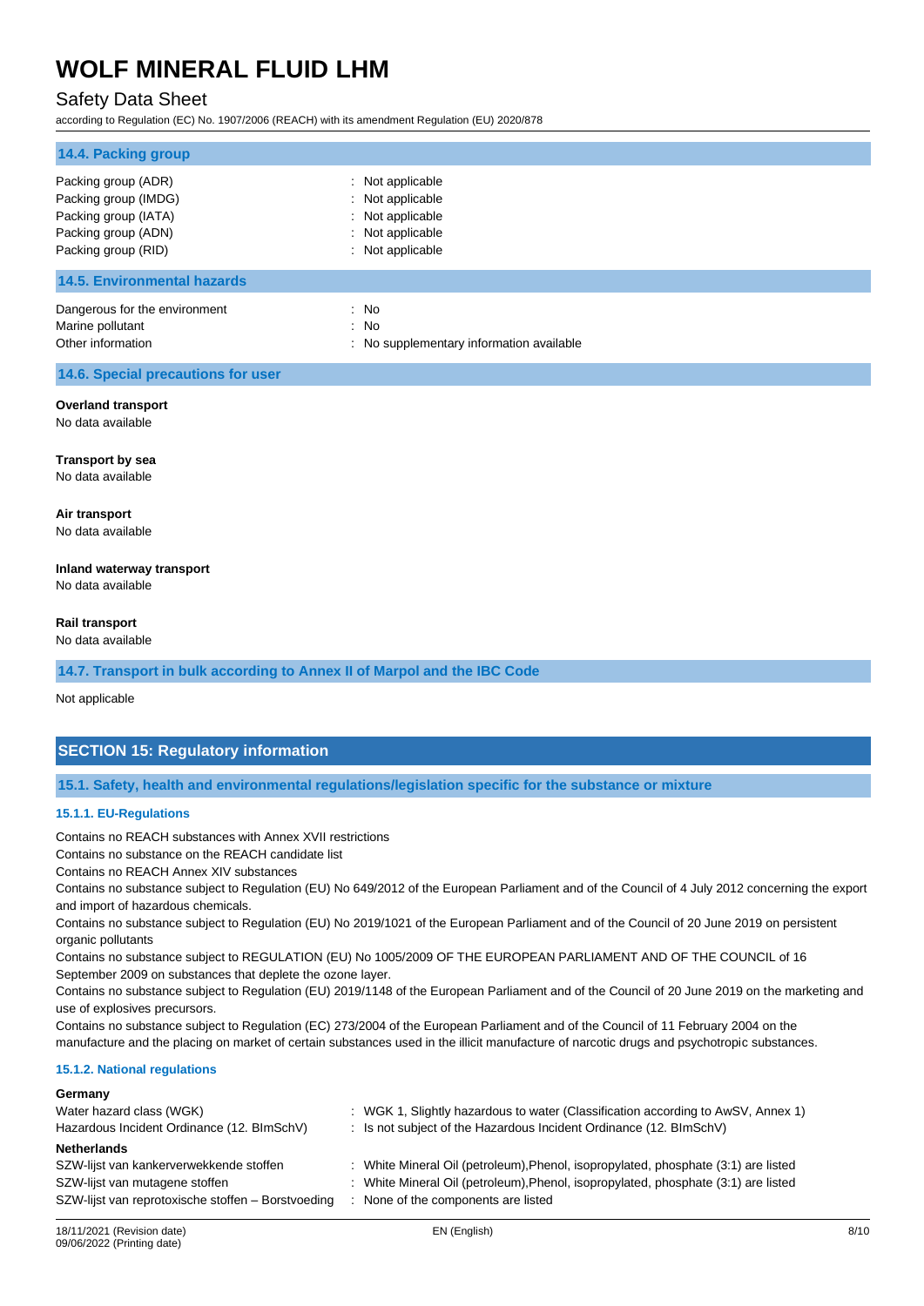### 14.4. Packing group

| | |
|---|---|
| Packing group (ADR) | : Not applicable |
| Packing group (IMDG) | : Not applicable |
| Packing group (IATA) | : Not applicable |
| Packing group (ADN) | : Not applicable |
| Packing group (RID) | : Not applicable |

### 14.5. Environmental hazards

| | |
|---|---|
| Dangerous for the environment | : No |
| Marine pollutant | : No |
| Other information | : No supplementary information available |

### 14.6. Special precautions for user

**Overland transport**

No data available

**Transport by sea**

No data available

**Air transport**

No data available

**Inland waterway transport**

No data available

**Rail transport**

No data available

### 14.7. Transport in bulk according to Annex II of Marpol and the IBC Code

Not applicable

## SECTION 15: Regulatory information

### 15.1. Safety, health and environmental regulations/legislation specific for the substance or mixture

#### 15.1.1. EU-Regulations

Contains no REACH substances with Annex XVII restrictions

Contains no substance on the REACH candidate list

Contains no REACH Annex XIV substances

Contains no substance subject to Regulation (EU) No 649/2012 of the European Parliament and of the Council of 4 July 2012 concerning the export and import of hazardous chemicals.

Contains no substance subject to Regulation (EU) No 2019/1021 of the European Parliament and of the Council of 20 June 2019 on persistent organic pollutants

Contains no substance subject to REGULATION (EU) No 1005/2009 OF THE EUROPEAN PARLIAMENT AND OF THE COUNCIL of 16 September 2009 on substances that deplete the ozone layer.

Contains no substance subject to Regulation (EU) 2019/1148 of the European Parliament and of the Council of 20 June 2019 on the marketing and use of explosives precursors.

Contains no substance subject to Regulation (EC) 273/2004 of the European Parliament and of the Council of 11 February 2004 on the manufacture and the placing on market of certain substances used in the illicit manufacture of narcotic drugs and psychotropic substances.

#### 15.1.2. National regulations

**Germany**

| | |
|---|---|
| Water hazard class (WGK) | : WGK 1, Slightly hazardous to water (Classification according to AwSV, Annex 1) |
| Hazardous Incident Ordinance (12. BImSchV) | : Is not subject of the Hazardous Incident Ordinance (12. BImSchV) |

**Netherlands**

| | |
|---|---|
| SZW-lijst van kankerverwekkende stoffen | : White Mineral Oil (petroleum),Phenol, isopropylated, phosphate (3:1) are listed |
| SZW-lijst van mutagene stoffen | : White Mineral Oil (petroleum),Phenol, isopropylated, phosphate (3:1) are listed |
| SZW-lijst van reprotoxische stoffen – Borstvoeding | : None of the components are listed |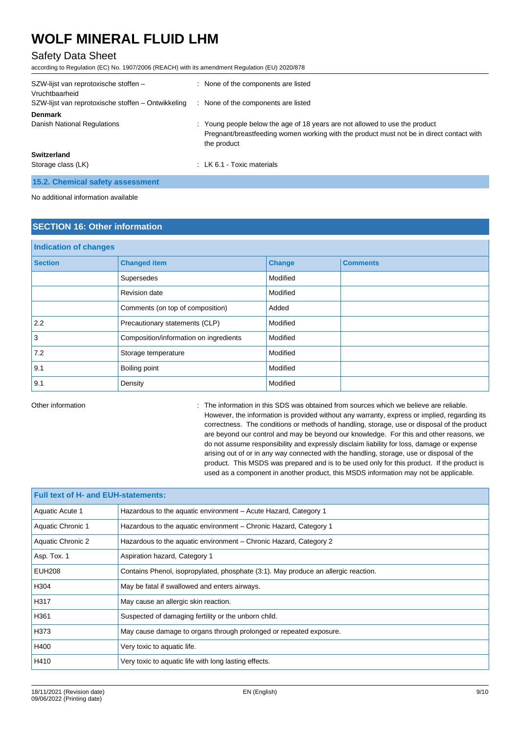| | |
|---|---|
| SZW-lijst van reprotoxische stoffen – Vruchtbaarheid | : None of the components are listed |
| SZW-lijst van reprotoxische stoffen – Ontwikkeling | : None of the components are listed |

**Denmark**

| | |
|---|---|
| Danish National Regulations | : Young people below the age of 18 years are not allowed to use the product<br>Pregnant/breastfeeding women working with the product must not be in direct contact with the product |

**Switzerland**

| | |
|---|---|
| Storage class (LK) | : LK 6.1 - Toxic materials |

### 15.2. Chemical safety assessment

No additional information available

## SECTION 16: Other information

**Indication of changes**

| Section | Changed item | Change | Comments |
|---|---|---|---|
| | Supersedes | Modified | |
| | Revision date | Modified | |
| | Comments (on top of composition) | Added | |
| 2.2 | Precautionary statements (CLP) | Modified | |
| 3 | Composition/information on ingredients | Modified | |
| 7.2 | Storage temperature | Modified | |
| 9.1 | Boiling point | Modified | |
| 9.1 | Density | Modified | |

Other information : The information in this SDS was obtained from sources which we believe are reliable. However, the information is provided without any warranty, express or implied, regarding its correctness. The conditions or methods of handling, storage, use or disposal of the product are beyond our control and may be beyond our knowledge. For this and other reasons, we do not assume responsibility and expressly disclaim liability for loss, damage or expense arising out of or in any way connected with the handling, storage, use or disposal of the product. This MSDS was prepared and is to be used only for this product. If the product is used as a component in another product, this MSDS information may not be applicable.

| Full text of H- and EUH-statements: | |
|---|---|
| Aquatic Acute 1 | Hazardous to the aquatic environment – Acute Hazard, Category 1 |
| Aquatic Chronic 1 | Hazardous to the aquatic environment – Chronic Hazard, Category 1 |
| Aquatic Chronic 2 | Hazardous to the aquatic environment – Chronic Hazard, Category 2 |
| Asp. Tox. 1 | Aspiration hazard, Category 1 |
| EUH208 | Contains Phenol, isopropylated, phosphate (3:1). May produce an allergic reaction. |
| H304 | May be fatal if swallowed and enters airways. |
| H317 | May cause an allergic skin reaction. |
| H361 | Suspected of damaging fertility or the unborn child. |
| H373 | May cause damage to organs through prolonged or repeated exposure. |
| H400 | Very toxic to aquatic life. |
| H410 | Very toxic to aquatic life with long lasting effects. |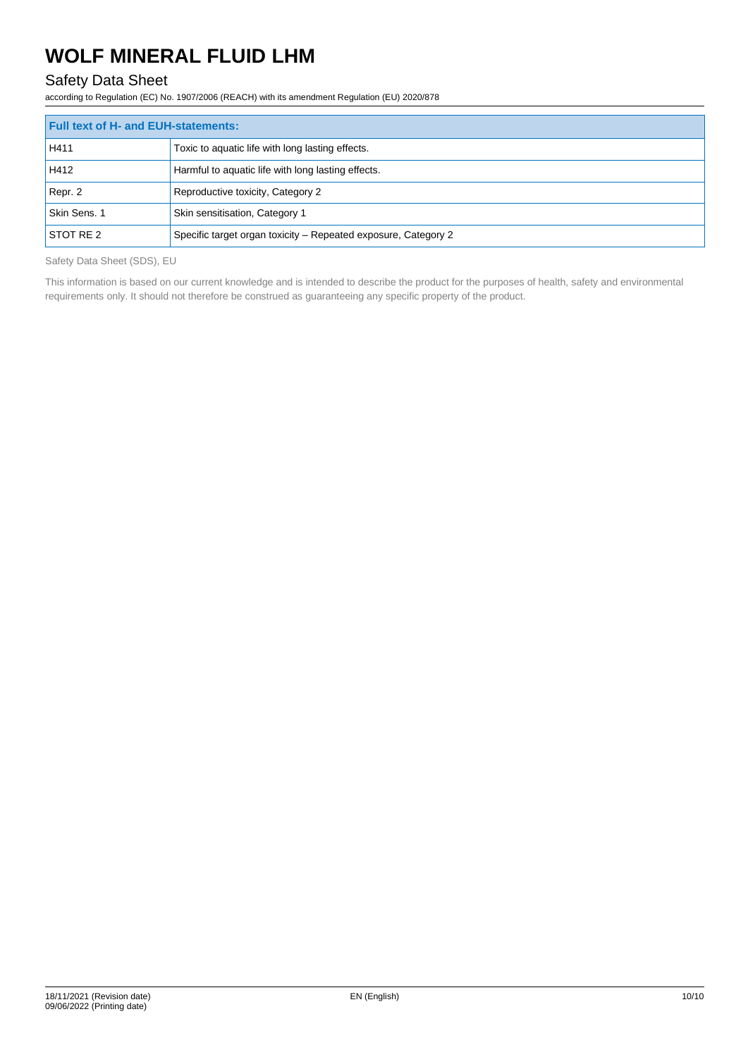| Full text of H- and EUH-statements: | |
|---|---|
| H411 | Toxic to aquatic life with long lasting effects. |
| H412 | Harmful to aquatic life with long lasting effects. |
| Repr. 2 | Reproductive toxicity, Category 2 |
| Skin Sens. 1 | Skin sensitisation, Category 1 |
| STOT RE 2 | Specific target organ toxicity – Repeated exposure, Category 2 |

Safety Data Sheet (SDS), EU

This information is based on our current knowledge and is intended to describe the product for the purposes of health, safety and environmental requirements only. It should not therefore be construed as guaranteeing any specific property of the product.